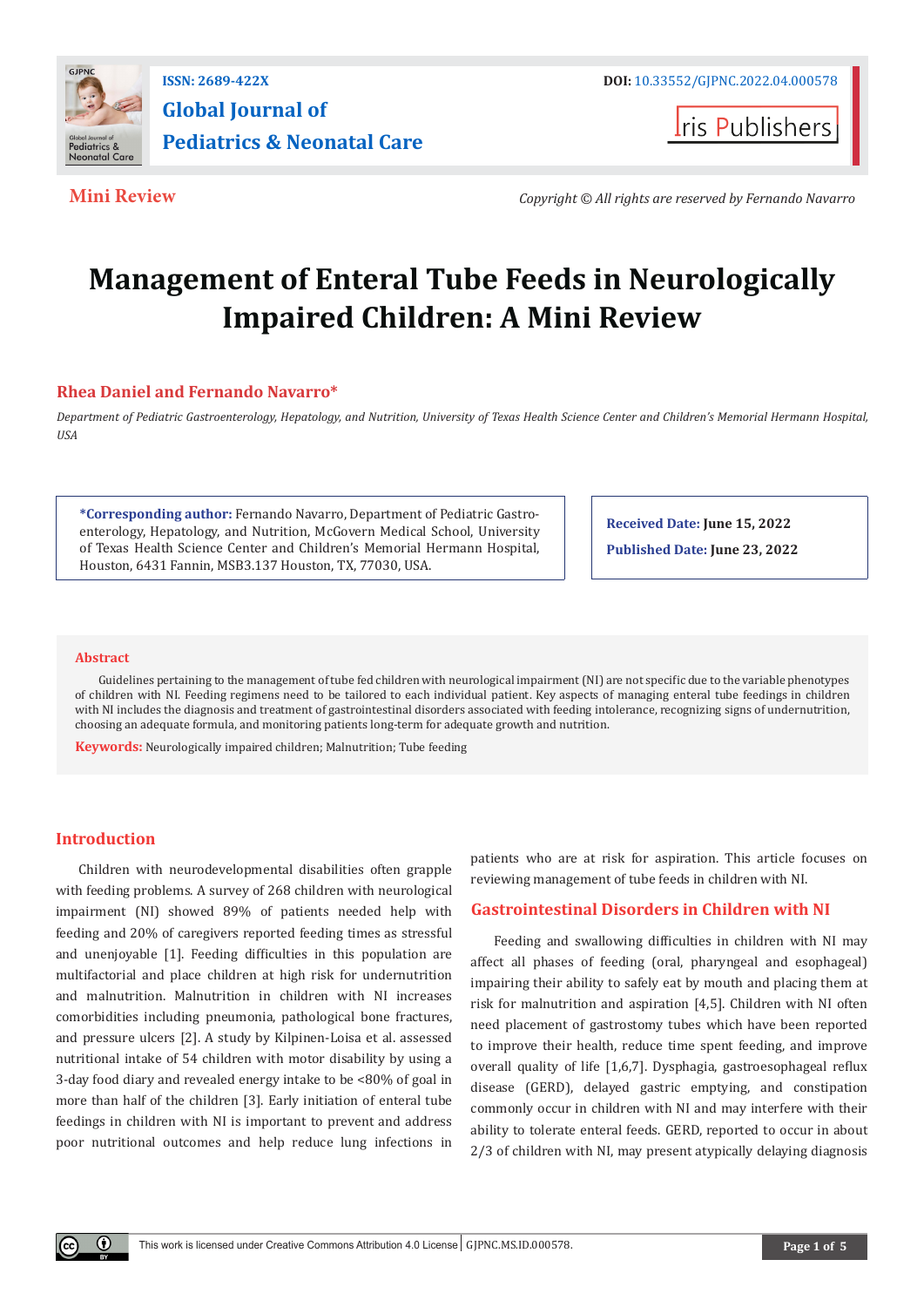**Mini Review**

*Copyright © All rights are reserved by Fernando Navarro*

# Management of Enteral Tube Feeds in Neurologically Impaired Children: A Mini Review

**Rhea Daniel and Fernando Navarro***

*Department of Pediatric Gastroenterology, Hepatology, and Nutrition, University of Texas Health Science Center and Children's Memorial Hermann Hospital, USA*

**\*Corresponding author:** Fernando Navarro, Department of Pediatric Gastroenterology, Hepatology, and Nutrition, McGovern Medical School, University of Texas Health Science Center and Children's Memorial Hermann Hospital, Houston, 6431 Fannin, MSB3.137 Houston, TX, 77030, USA.

**Received Date: June 15, 2022**

**Published Date: June 23, 2022**

## Abstract

Guidelines pertaining to the management of tube fed children with neurological impairment (NI) are not specific due to the variable phenotypes of children with NI. Feeding regimens need to be tailored to each individual patient. Key aspects of managing enteral tube feedings in children with NI includes the diagnosis and treatment of gastrointestinal disorders associated with feeding intolerance, recognizing signs of undernutrition, choosing an adequate formula, and monitoring patients long-term for adequate growth and nutrition.

**Keywords:** Neurologically impaired children; Malnutrition; Tube feeding

## Introduction

Children with neurodevelopmental disabilities often grapple with feeding problems. A survey of 268 children with neurological impairment (NI) showed 89% of patients needed help with feeding and 20% of caregivers reported feeding times as stressful and unenjoyable [1]. Feeding difficulties in this population are multifactorial and place children at high risk for undernutrition and malnutrition. Malnutrition in children with NI increases comorbidities including pneumonia, pathological bone fractures, and pressure ulcers [2]. A study by Kilpinen-Loisa et al. assessed nutritional intake of 54 children with motor disability by using a 3-day food diary and revealed energy intake to be <80% of goal in more than half of the children [3]. Early initiation of enteral tube feedings in children with NI is important to prevent and address poor nutritional outcomes and help reduce lung infections in patients who are at risk for aspiration. This article focuses on reviewing management of tube feeds in children with NI.

## Gastrointestinal Disorders in Children with NI

Feeding and swallowing difficulties in children with NI may affect all phases of feeding (oral, pharyngeal and esophageal) impairing their ability to safely eat by mouth and placing them at risk for malnutrition and aspiration [4,5]. Children with NI often need placement of gastrostomy tubes which have been reported to improve their health, reduce time spent feeding, and improve overall quality of life [1,6,7]. Dysphagia, gastroesophageal reflux disease (GERD), delayed gastric emptying, and constipation commonly occur in children with NI and may interfere with their ability to tolerate enteral feeds. GERD, reported to occur in about 2/3 of children with NI, may present atypically delaying diagnosis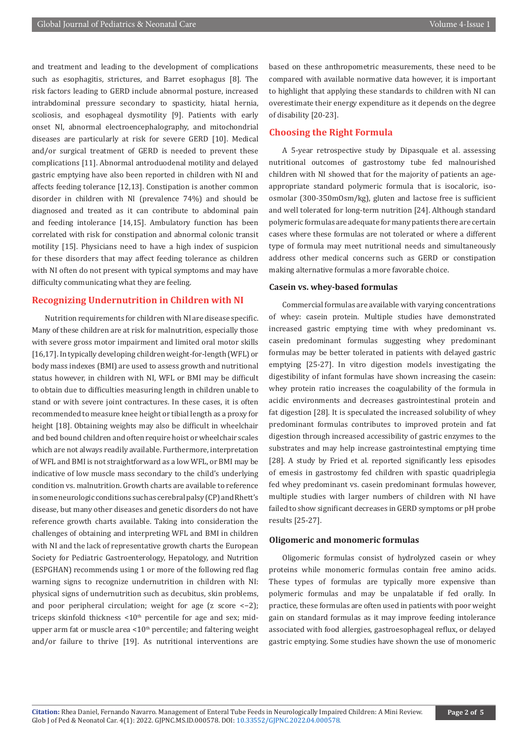and treatment and leading to the development of complications such as esophagitis, strictures, and Barret esophagus [8]. The risk factors leading to GERD include abnormal posture, increased intrabdominal pressure secondary to spasticity, hiatal hernia, scoliosis, and esophageal dysmotility [9]. Patients with early onset NI, abnormal electroencephalography, and mitochondrial diseases are particularly at risk for severe GERD [10]. Medical and/or surgical treatment of GERD is needed to prevent these complications [11]. Abnormal antroduodenal motility and delayed gastric emptying have also been reported in children with NI and affects feeding tolerance [12,13]. Constipation is another common disorder in children with NI (prevalence 74%) and should be diagnosed and treated as it can contribute to abdominal pain and feeding intolerance [14,15]. Ambulatory function has been correlated with risk for constipation and abnormal colonic transit motility [15]. Physicians need to have a high index of suspicion for these disorders that may affect feeding tolerance as children with NI often do not present with typical symptoms and may have difficulty communicating what they are feeling.

## Recognizing Undernutrition in Children with NI

Nutrition requirements for children with NI are disease specific. Many of these children are at risk for malnutrition, especially those with severe gross motor impairment and limited oral motor skills [16,17]. In typically developing children weight-for-length (WFL) or body mass indexes (BMI) are used to assess growth and nutritional status however, in children with NI, WFL or BMI may be difficult to obtain due to difficulties measuring length in children unable to stand or with severe joint contractures. In these cases, it is often recommended to measure knee height or tibial length as a proxy for height [18]. Obtaining weights may also be difficult in wheelchair and bed bound children and often require hoist or wheelchair scales which are not always readily available. Furthermore, interpretation of WFL and BMI is not straightforward as a low WFL, or BMI may be indicative of low muscle mass secondary to the child's underlying condition vs. malnutrition. Growth charts are available to reference in some neurologic conditions such as cerebral palsy (CP) and Rhett's disease, but many other diseases and genetic disorders do not have reference growth charts available. Taking into consideration the challenges of obtaining and interpreting WFL and BMI in children with NI and the lack of representative growth charts the European Society for Pediatric Gastroenterology, Hepatology, and Nutrition (ESPGHAN) recommends using 1 or more of the following red flag warning signs to recognize undernutrition in children with NI: physical signs of undernutrition such as decubitus, skin problems, and poor peripheral circulation; weight for age (z score <−2); triceps skinfold thickness <10$^{th}$ percentile for age and sex; mid-upper arm fat or muscle area <10$^{th}$ percentile; and faltering weight and/or failure to thrive [19]. As nutritional interventions are based on these anthropometric measurements, these need to be compared with available normative data however, it is important to highlight that applying these standards to children with NI can overestimate their energy expenditure as it depends on the degree of disability [20-23].

## Choosing the Right Formula

A 5-year retrospective study by Dipasquale et al. assessing nutritional outcomes of gastrostomy tube fed malnourished children with NI showed that for the majority of patients an age-appropriate standard polymeric formula that is isocaloric, iso-osmolar (300-350mOsm/kg), gluten and lactose free is sufficient and well tolerated for long-term nutrition [24]. Although standard polymeric formulas are adequate for many patients there are certain cases where these formulas are not tolerated or where a different type of formula may meet nutritional needs and simultaneously address other medical concerns such as GERD or constipation making alternative formulas a more favorable choice.

### Casein vs. whey-based formulas

Commercial formulas are available with varying concentrations of whey: casein protein. Multiple studies have demonstrated increased gastric emptying time with whey predominant vs. casein predominant formulas suggesting whey predominant formulas may be better tolerated in patients with delayed gastric emptying [25-27]. In vitro digestion models investigating the digestibility of infant formulas have shown increasing the casein: whey protein ratio increases the coagulability of the formula in acidic environments and decreases gastrointestinal protein and fat digestion [28]. It is speculated the increased solubility of whey predominant formulas contributes to improved protein and fat digestion through increased accessibility of gastric enzymes to the substrates and may help increase gastrointestinal emptying time [28]. A study by Fried et al. reported significantly less episodes of emesis in gastrostomy fed children with spastic quadriplegia fed whey predominant vs. casein predominant formulas however, multiple studies with larger numbers of children with NI have failed to show significant decreases in GERD symptoms or pH probe results [25-27].

### Oligomeric and monomeric formulas

Oligomeric formulas consist of hydrolyzed casein or whey proteins while monomeric formulas contain free amino acids. These types of formulas are typically more expensive than polymeric formulas and may be unpalatable if fed orally. In practice, these formulas are often used in patients with poor weight gain on standard formulas as it may improve feeding intolerance associated with food allergies, gastroesophageal reflux, or delayed gastric emptying. Some studies have shown the use of monomeric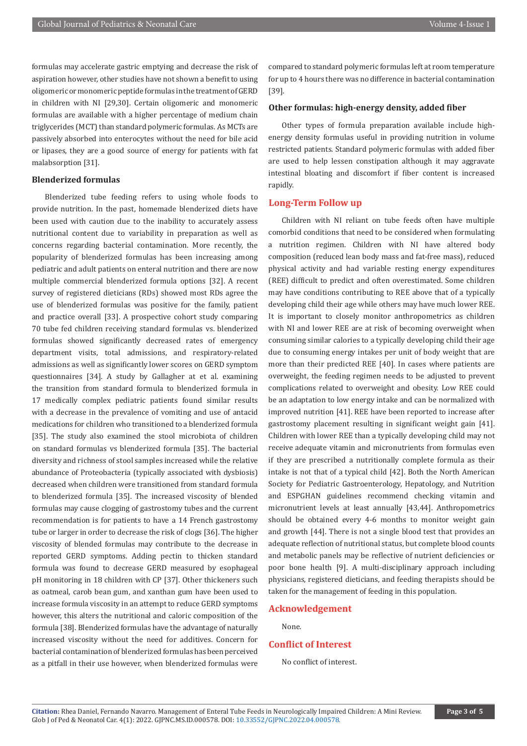formulas may accelerate gastric emptying and decrease the risk of aspiration however, other studies have not shown a benefit to using oligomeric or monomeric peptide formulas in the treatment of GERD in children with NI [29,30]. Certain oligomeric and monomeric formulas are available with a higher percentage of medium chain triglycerides (MCT) than standard polymeric formulas. As MCTs are passively absorbed into enterocytes without the need for bile acid or lipases, they are a good source of energy for patients with fat malabsorption [31].

### Blenderized formulas

Blenderized tube feeding refers to using whole foods to provide nutrition. In the past, homemade blenderized diets have been used with caution due to the inability to accurately assess nutritional content due to variability in preparation as well as concerns regarding bacterial contamination. More recently, the popularity of blenderized formulas has been increasing among pediatric and adult patients on enteral nutrition and there are now multiple commercial blenderized formula options [32]. A recent survey of registered dieticians (RDs) showed most RDs agree the use of blenderized formulas was positive for the family, patient and practice overall [33]. A prospective cohort study comparing 70 tube fed children receiving standard formulas vs. blenderized formulas showed significantly decreased rates of emergency department visits, total admissions, and respiratory-related admissions as well as significantly lower scores on GERD symptom questionnaires [34]. A study by Gallagher at et al. examining the transition from standard formula to blenderized formula in 17 medically complex pediatric patients found similar results with a decrease in the prevalence of vomiting and use of antacid medications for children who transitioned to a blenderized formula [35]. The study also examined the stool microbiota of children on standard formulas vs blenderized formula [35]. The bacterial diversity and richness of stool samples increased while the relative abundance of Proteobacteria (typically associated with dysbiosis) decreased when children were transitioned from standard formula to blenderized formula [35]. The increased viscosity of blended formulas may cause clogging of gastrostomy tubes and the current recommendation is for patients to have a 14 French gastrostomy tube or larger in order to decrease the risk of clogs [36]. The higher viscosity of blended formulas may contribute to the decrease in reported GERD symptoms. Adding pectin to thicken standard formula was found to decrease GERD measured by esophageal pH monitoring in 18 children with CP [37]. Other thickeners such as oatmeal, carob bean gum, and xanthan gum have been used to increase formula viscosity in an attempt to reduce GERD symptoms however, this alters the nutritional and caloric composition of the formula [38]. Blenderized formulas have the advantage of naturally increased viscosity without the need for additives. Concern for bacterial contamination of blenderized formulas has been perceived as a pitfall in their use however, when blenderized formulas were compared to standard polymeric formulas left at room temperature for up to 4 hours there was no difference in bacterial contamination [39].

### Other formulas: high-energy density, added fiber

Other types of formula preparation available include high-energy density formulas useful in providing nutrition in volume restricted patients. Standard polymeric formulas with added fiber are used to help lessen constipation although it may aggravate intestinal bloating and discomfort if fiber content is increased rapidly.

## Long-Term Follow up

Children with NI reliant on tube feeds often have multiple comorbid conditions that need to be considered when formulating a nutrition regimen. Children with NI have altered body composition (reduced lean body mass and fat-free mass), reduced physical activity and had variable resting energy expenditures (REE) difficult to predict and often overestimated. Some children may have conditions contributing to REE above that of a typically developing child their age while others may have much lower REE. It is important to closely monitor anthropometrics as children with NI and lower REE are at risk of becoming overweight when consuming similar calories to a typically developing child their age due to consuming energy intakes per unit of body weight that are more than their predicted REE [40]. In cases where patients are overweight, the feeding regimen needs to be adjusted to prevent complications related to overweight and obesity. Low REE could be an adaptation to low energy intake and can be normalized with improved nutrition [41]. REE have been reported to increase after gastrostomy placement resulting in significant weight gain [41]. Children with lower REE than a typically developing child may not receive adequate vitamin and micronutrients from formulas even if they are prescribed a nutritionally complete formula as their intake is not that of a typical child [42]. Both the North American Society for Pediatric Gastroenterology, Hepatology, and Nutrition and ESPGHAN guidelines recommend checking vitamin and micronutrient levels at least annually [43,44]. Anthropometrics should be obtained every 4-6 months to monitor weight gain and growth [44]. There is not a single blood test that provides an adequate reflection of nutritional status, but complete blood counts and metabolic panels may be reflective of nutrient deficiencies or poor bone health [9]. A multi-disciplinary approach including physicians, registered dieticians, and feeding therapists should be taken for the management of feeding in this population.

## Acknowledgement

None.

## Conflict of Interest

No conflict of interest.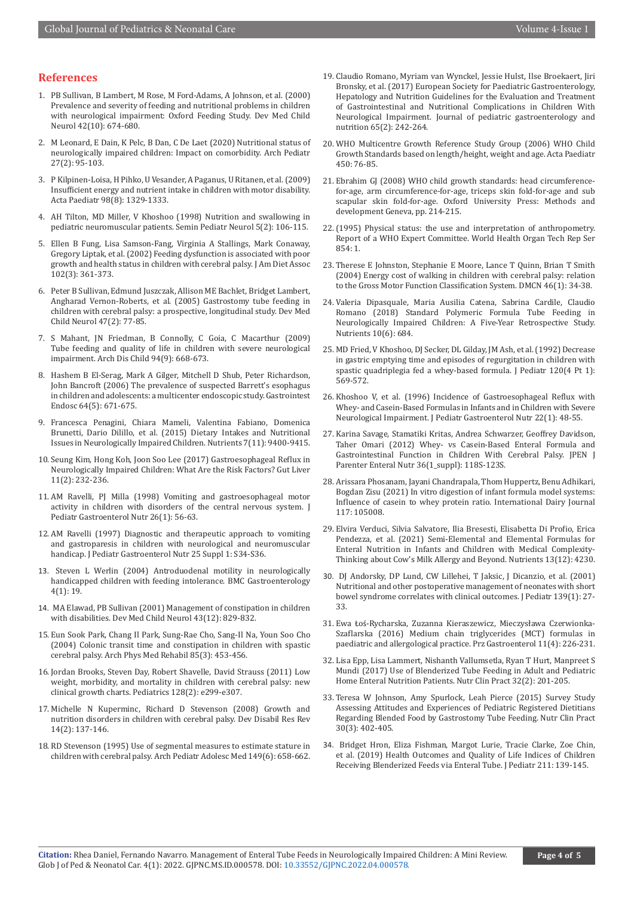## References

1. PB Sullivan, B Lambert, M Rose, M Ford-Adams, A Johnson, et al. (2000) Prevalence and severity of feeding and nutritional problems in children with neurological impairment: Oxford Feeding Study. Dev Med Child Neurol 42(10): 674-680.
2. M Leonard, E Dain, K Pelc, B Dan, C De Laet (2020) Nutritional status of neurologically impaired children: Impact on comorbidity. Arch Pediatr 27(2): 95-103.
3. P Kilpinen-Loisa, H Pihko, U Vesander, A Paganus, U Ritanen, et al. (2009) Insufficient energy and nutrient intake in children with motor disability. Acta Paediatr 98(8): 1329-1333.
4. AH Tilton, MD Miller, V Khoshoo (1998) Nutrition and swallowing in pediatric neuromuscular patients. Semin Pediatr Neurol 5(2): 106-115.
5. Ellen B Fung, Lisa Samson-Fang, Virginia A Stallings, Mark Conaway, Gregory Liptak, et al. (2002) Feeding dysfunction is associated with poor growth and health status in children with cerebral palsy. J Am Diet Assoc 102(3): 361-373.
6. Peter B Sullivan, Edmund Juszczak, Allison ME Bachlet, Bridget Lambert, Angharad Vernon-Roberts, et al. (2005) Gastrostomy tube feeding in children with cerebral palsy: a prospective, longitudinal study. Dev Med Child Neurol 47(2): 77-85.
7. S Mahant, JN Friedman, B Connolly, C Goia, C Macarthur (2009) Tube feeding and quality of life in children with severe neurological impairment. Arch Dis Child 94(9): 668-673.
8. Hashem B El-Serag, Mark A Gilger, Mitchell D Shub, Peter Richardson, John Bancroft (2006) The prevalence of suspected Barrett's esophagus in children and adolescents: a multicenter endoscopic study. Gastrointest Endosc 64(5): 671-675.
9. Francesca Penagini, Chiara Mameli, Valentina Fabiano, Domenica Brunetti, Dario Dilillo, et al. (2015) Dietary Intakes and Nutritional Issues in Neurologically Impaired Children. Nutrients 7(11): 9400-9415.
10. Seung Kim, Hong Koh, Joon Soo Lee (2017) Gastroesophageal Reflux in Neurologically Impaired Children: What Are the Risk Factors? Gut Liver 11(2): 232-236.
11. AM Ravelli, PJ Milla (1998) Vomiting and gastroesophageal motor activity in children with disorders of the central nervous system. J Pediatr Gastroenterol Nutr 26(1): 56-63.
12. AM Ravelli (1997) Diagnostic and therapeutic approach to vomiting and gastroparesis in children with neurological and neuromuscular handicap. J Pediatr Gastroenterol Nutr 25 Suppl 1: S34-S36.
13. Steven L Werlin (2004) Antroduodenal motility in neurologically handicapped children with feeding intolerance. BMC Gastroenterology 4(1): 19.
14. MA Elawad, PB Sullivan (2001) Management of constipation in children with disabilities. Dev Med Child Neurol 43(12): 829-832.
15. Eun Sook Park, Chang Il Park, Sung-Rae Cho, Sang-Il Na, Youn Soo Cho (2004) Colonic transit time and constipation in children with spastic cerebral palsy. Arch Phys Med Rehabil 85(3): 453-456.
16. Jordan Brooks, Steven Day, Robert Shavelle, David Strauss (2011) Low weight, morbidity, and mortality in children with cerebral palsy: new clinical growth charts. Pediatrics 128(2): e299-e307.
17. Michelle N Kuperminc, Richard D Stevenson (2008) Growth and nutrition disorders in children with cerebral palsy. Dev Disabil Res Rev 14(2): 137-146.
18. RD Stevenson (1995) Use of segmental measures to estimate stature in children with cerebral palsy. Arch Pediatr Adolesc Med 149(6): 658-662.
19. Claudio Romano, Myriam van Wynckel, Jessie Hulst, Ilse Broekaert, Jiri Bronsky, et al. (2017) European Society for Paediatric Gastroenterology, Hepatology and Nutrition Guidelines for the Evaluation and Treatment of Gastrointestinal and Nutritional Complications in Children With Neurological Impairment. Journal of pediatric gastroenterology and nutrition 65(2): 242-264.
20. WHO Multicentre Growth Reference Study Group (2006) WHO Child Growth Standards based on length/height, weight and age. Acta Paediatr 450: 76-85.
21. Ebrahim GJ (2008) WHO child growth standards: head circumference-for-age, arm circumference-for-age, triceps skin fold-for-age and sub scapular skin fold-for-age. Oxford University Press: Methods and development Geneva, pp. 214-215.
22. (1995) Physical status: the use and interpretation of anthropometry. Report of a WHO Expert Committee. World Health Organ Tech Rep Ser 854: 1.
23. Therese E Johnston, Stephanie E Moore, Lance T Quinn, Brian T Smith (2004) Energy cost of walking in children with cerebral palsy: relation to the Gross Motor Function Classification System. DMCN 46(1): 34-38.
24. Valeria Dipasquale, Maria Ausilia Catena, Sabrina Cardile, Claudio Romano (2018) Standard Polymeric Formula Tube Feeding in Neurologically Impaired Children: A Five-Year Retrospective Study. Nutrients 10(6): 684.
25. MD Fried, V Khoshoo, DJ Secker, DL Gilday, JM Ash, et al. (1992) Decrease in gastric emptying time and episodes of regurgitation in children with spastic quadriplegia fed a whey-based formula. J Pediatr 120(4 Pt 1): 569-572.
26. Khoshoo V, et al. (1996) Incidence of Gastroesophageal Reflux with Whey- and Casein-Based Formulas in Infants and in Children with Severe Neurological Impairment. J Pediatr Gastroenterol Nutr 22(1): 48-55.
27. Karina Savage, Stamatiki Kritas, Andrea Schwarzer, Geoffrey Davidson, Taher Omari (2012) Whey- vs Casein-Based Enteral Formula and Gastrointestinal Function in Children With Cerebral Palsy. JPEN J Parenter Enteral Nutr 36(1_suppl): 118S-123S.
28. Arissara Phosanam, Jayani Chandrapala, Thom Huppertz, Benu Adhikari, Bogdan Zisu (2021) In vitro digestion of infant formula model systems: Influence of casein to whey protein ratio. International Dairy Journal 117: 105008.
29. Elvira Verduci, Silvia Salvatore, Ilia Bresesti, Elisabetta Di Profio, Erica Pendezza, et al. (2021) Semi-Elemental and Elemental Formulas for Enteral Nutrition in Infants and Children with Medical Complexity-Thinking about Cow's Milk Allergy and Beyond. Nutrients 13(12): 4230.
30. DJ Andorsky, DP Lund, CW Lillehei, T Jaksic, J Dicanzio, et al. (2001) Nutritional and other postoperative management of neonates with short bowel syndrome correlates with clinical outcomes. J Pediatr 139(1): 27-33.
31. Ewa Łoś-Rycharska, Zuzanna Kieraszewicz, Mieczysława Czerwionka-Szaflarska (2016) Medium chain triglycerides (MCT) formulas in paediatric and allergological practice. Prz Gastroenterol 11(4): 226-231.
32. Lisa Epp, Lisa Lammert, Nishanth Vallumsetla, Ryan T Hurt, Manpreet S Mundi (2017) Use of Blenderized Tube Feeding in Adult and Pediatric Home Enteral Nutrition Patients. Nutr Clin Pract 32(2): 201-205.
33. Teresa W Johnson, Amy Spurlock, Leah Pierce (2015) Survey Study Assessing Attitudes and Experiences of Pediatric Registered Dietitians Regarding Blended Food by Gastrostomy Tube Feeding. Nutr Clin Pract 30(3): 402-405.
34. Bridget Hron, Eliza Fishman, Margot Lurie, Tracie Clarke, Zoe Chin, et al. (2019) Health Outcomes and Quality of Life Indices of Children Receiving Blenderized Feeds via Enteral Tube. J Pediatr 211: 139-145.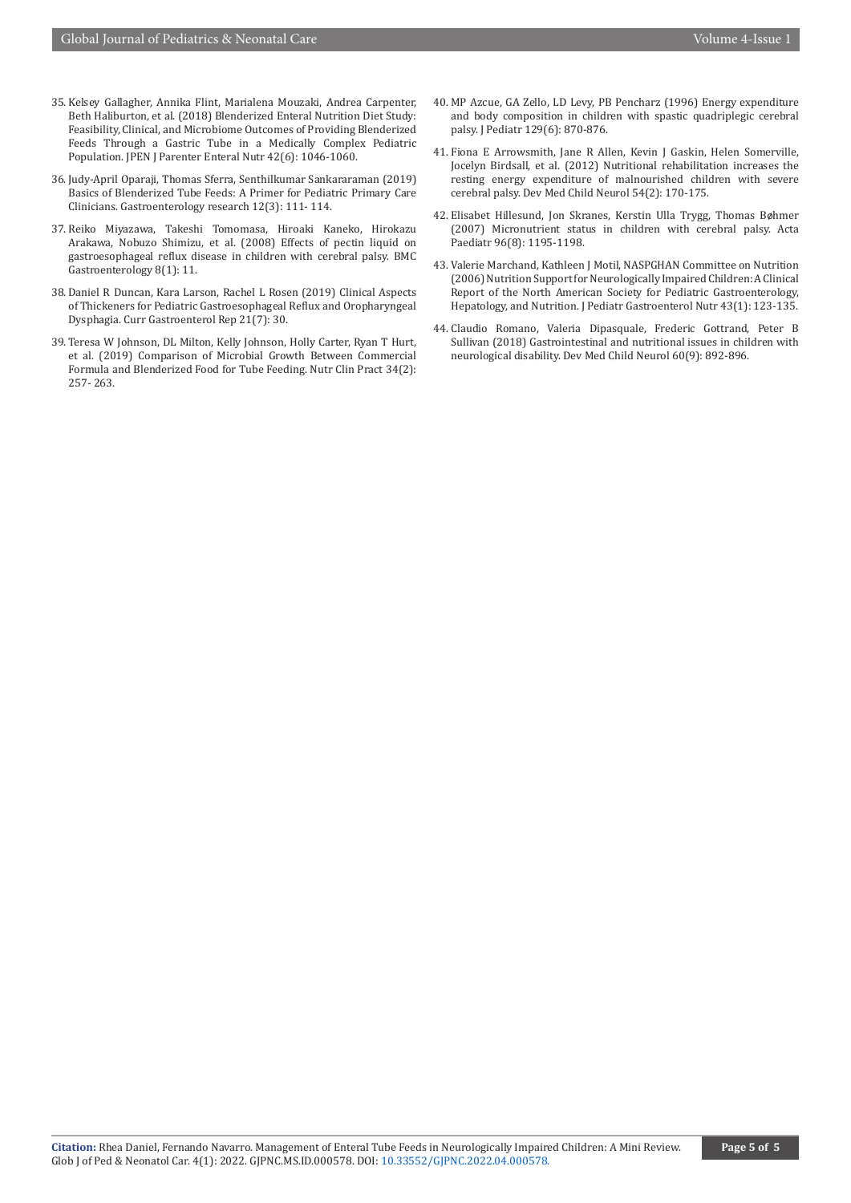35. Kelsey Gallagher, Annika Flint, Marialena Mouzaki, Andrea Carpenter, Beth Haliburton, et al. (2018) Blenderized Enteral Nutrition Diet Study: Feasibility, Clinical, and Microbiome Outcomes of Providing Blenderized Feeds Through a Gastric Tube in a Medically Complex Pediatric Population. JPEN J Parenter Enteral Nutr 42(6): 1046-1060.

36. Judy-April Oparaji, Thomas Sferra, Senthilkumar Sankararaman (2019) Basics of Blenderized Tube Feeds: A Primer for Pediatric Primary Care Clinicians. Gastroenterology research 12(3): 111- 114.

37. Reiko Miyazawa, Takeshi Tomomasa, Hiroaki Kaneko, Hirokazu Arakawa, Nobuzo Shimizu, et al. (2008) Effects of pectin liquid on gastroesophageal reflux disease in children with cerebral palsy. BMC Gastroenterology 8(1): 11.

38. Daniel R Duncan, Kara Larson, Rachel L Rosen (2019) Clinical Aspects of Thickeners for Pediatric Gastroesophageal Reflux and Oropharyngeal Dysphagia. Curr Gastroenterol Rep 21(7): 30.

39. Teresa W Johnson, DL Milton, Kelly Johnson, Holly Carter, Ryan T Hurt, et al. (2019) Comparison of Microbial Growth Between Commercial Formula and Blenderized Food for Tube Feeding. Nutr Clin Pract 34(2): 257- 263.

40. MP Azcue, GA Zello, LD Levy, PB Pencharz (1996) Energy expenditure and body composition in children with spastic quadriplegic cerebral palsy. J Pediatr 129(6): 870-876.

41. Fiona E Arrowsmith, Jane R Allen, Kevin J Gaskin, Helen Somerville, Jocelyn Birdsall, et al. (2012) Nutritional rehabilitation increases the resting energy expenditure of malnourished children with severe cerebral palsy. Dev Med Child Neurol 54(2): 170-175.

42. Elisabet Hillesund, Jon Skranes, Kerstin Ulla Trygg, Thomas Bøhmer (2007) Micronutrient status in children with cerebral palsy. Acta Paediatr 96(8): 1195-1198.

43. Valerie Marchand, Kathleen J Motil, NASPGHAN Committee on Nutrition (2006) Nutrition Support for Neurologically Impaired Children: A Clinical Report of the North American Society for Pediatric Gastroenterology, Hepatology, and Nutrition. J Pediatr Gastroenterol Nutr 43(1): 123-135.

44. Claudio Romano, Valeria Dipasquale, Frederic Gottrand, Peter B Sullivan (2018) Gastrointestinal and nutritional issues in children with neurological disability. Dev Med Child Neurol 60(9): 892-896.